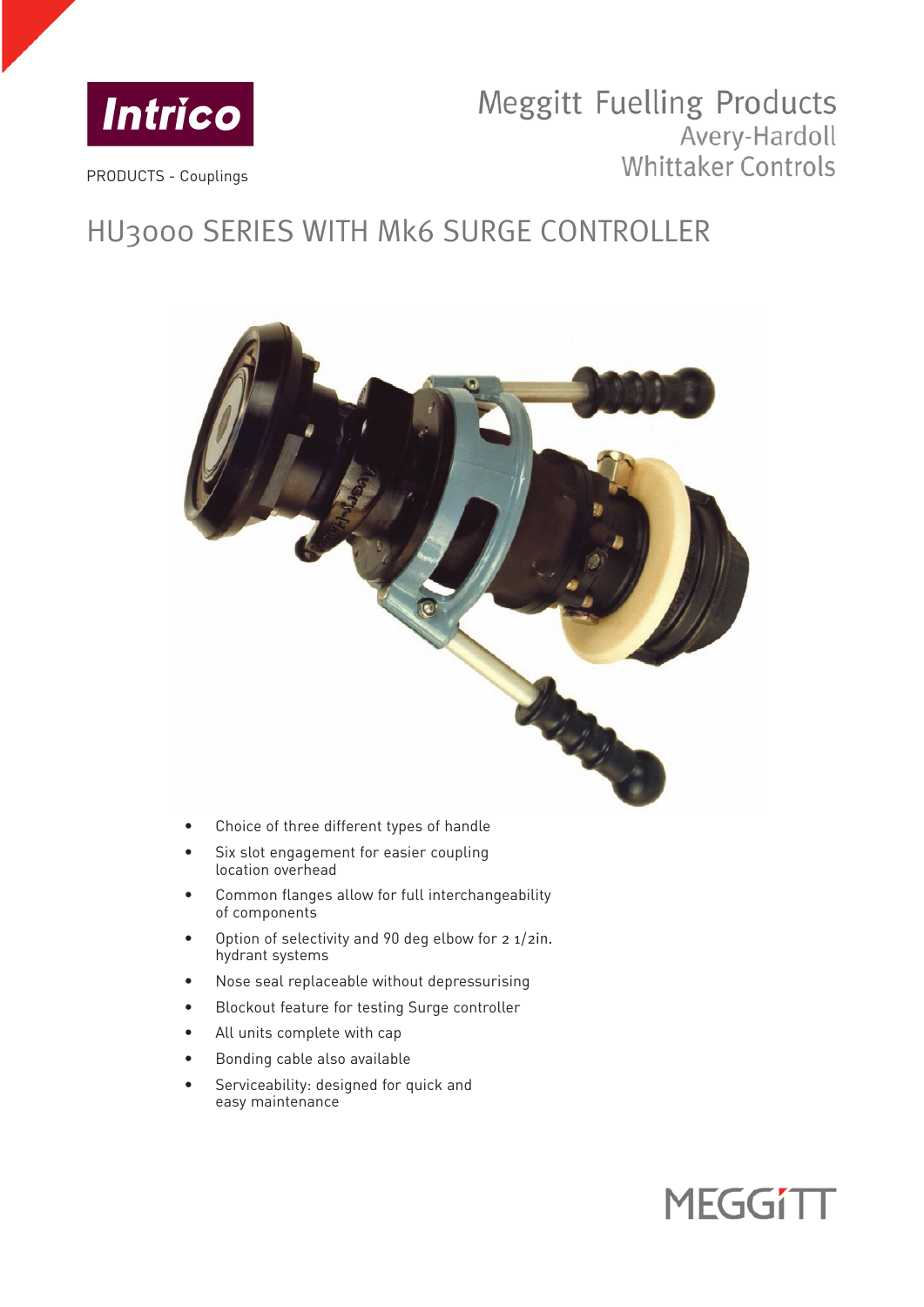Intrico

PRODUCTS - Couplings

Meggitt Fuelling Products
Avery-Hardoll
Whittaker Controls

# HU3000 SERIES WITH Mk6 SURGE CONTROLLER

- Choice of three different types of handle
- Six slot engagement for easier coupling location overhead
- Common flanges allow for full interchangeability of components
- Option of selectivity and 90 deg elbow for 2 1/2in. hydrant systems
- Nose seal replaceable without depressurising
- Blockout feature for testing Surge controller
- All units complete with cap
- Bonding cable also available
- Serviceability: designed for quick and easy maintenance

MEGGITT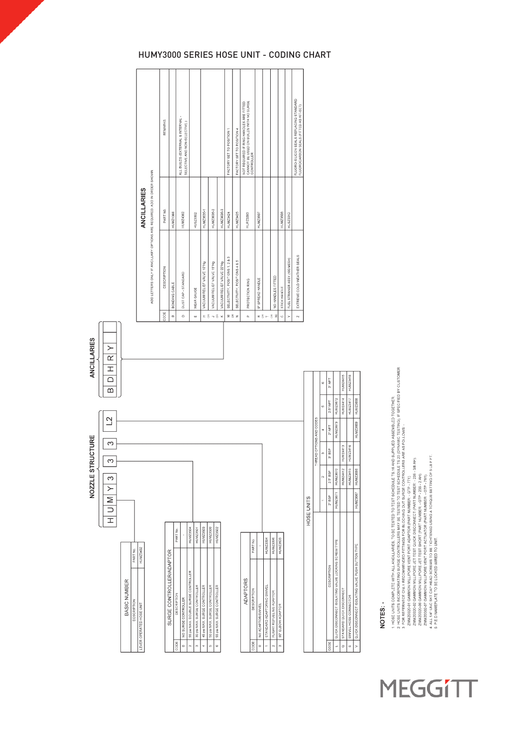# HUMY3000 SERIES HOSE UNIT - CODING CHART

## NOZZLE STRUCTURE

H U M Y 3 | 3 | 3 | L2

## ANCILLARIES

B D H R Y

### BASIC NUMBER

| DESCRIPTION | PART No. |
|---|---|
| LEVER OPERATED HOSE UNIT | HUMZ5432 |

### SURGE CONTROLLER/ADAPTOR

| CODE | DESCRIPTION | PART No. |
|---|---|---|
| 0 | NO SURGE CONTROLLER | - |
| 2 | 55 psi MAX. DOUBLE SURGE CONTROLLER | HUMZ3904 |
| 3 | 30 psi MAX. SURGE CONTROLLER | HUMZ3901 |
| 4 | 45 psi MAX. SURGE CONTROLLER | HUMZ3903 |
| 5 | 50 psi MAX. SURGE CONTROLLER | HUMZ3900 |
| 6 | 55 psi MAX. SURGE CONTROLLER | HUMZ3902 |

### ADAPTORS

| CODE | DESCRIPTION | PART No. |
|---|---|---|
| 0 | NO ADAPTOR/SWIVEL | - |
| 1 | STANDARD ADAPTOR/NO SWIVEL | HUMZ3304 |
| 2 | FLIGHT REFUELLING ADAPTOR | HUMZ3306 |
| 3 | 90° ELBOW ADAPTOR | HUMZ3505 |

### HOSE UNITS

| CODE | DESCRIPTION | THREAD OPTIONS AND CODES | | | | | |
|---|---|---|---|---|---|---|---|
| | | 1 | 2 | 3 | 4 | 5 | 6 |
| | | 2" BSP | 2.5" BSP | 3" BSP | 2" NPT | 2.5" NPT | 3" NPT |
| L | QUICK DISCONNECT ISOLATING VALVE LOCKING SCREW TYPE | HUMZ3671 | HUMZ3670 | | HUMZ3673 | HUMZ3672 | |
| Q | STANDARD QUICK DISCONNECT | | HUMZ4412 | HUMZ4413 | | HUMZ4414 | HUMZ4415 |
| S | SWIVEL HOSE CONNECTOR | | HUMZ3415 | HUMZ3416 | | HUMZ3417 | HUMZ3418 |
| V | QUICK DISCONNECT ISOLATING VALVE PUSH BUTTON TYPE | HUMZ3687 | HUMZ3686 | | HUMZ3689 | HUMZ3688 | |

### ANCILLARIES

ADD LETTERS ONLY IF ANCILLARY OPTIONS ARE REQUIRED, ADD IN ORDER SHOWN

| CODE | DESCRIPTION | PART NO. | REMARKS |
|---|---|---|---|
| B | BONDING CABLE | HUMZ1366 | |
| D | DUST CAP - STANDARD | HUMZ4362 | ALL BUILDS (EXTERNAL & INTERNAL - SELECTIVE AND NON-SELECTIVE) |
| E | WEAR GAUGE | HUSZ3362 | |
| H | VACUUM RELIEF VALVE 10"Hg | HUMZ3635-1 | |
| OR J | VACUUM RELIEF VALVE 15"Hg | HUMZ3635-2 | |
| OR K | VACUUM RELIEF VALVE 22"Hg | HUMZ3635-3 | |
| M | SELECTIVITY, POSITIONS 1, 2 & 3 | HUMZ3424 | FACTORY SET TO POSITION 1 |
| OR N | SELECTIVITY, POSITIONS 4 & 5 | HUMZ3425 | FACTORY SET TO POSITION 4 |
| P | PROTECTION RING | HUPZ3383 | NOT REQUIRED IF RING HANDLES ARE FITTED. CANNOT BE USED ON BUILDS WITH NO SURGE CONTROLLER |
| R | 9" SPREAD HANDLE | HUMZ3607 | |
| OR T | NO HANDLES FITTED | | |
| OR W | STICK HANDLE | HUMZ3608 | |
| Y | FUEL STRAINER ASSY (100 MESH) | HUSZ3312 | |
| Z | EXTREME COLD WEATHER SEALS | | FLUORO-SILICON SEALS REPLACING STANDARD FLUOROCARBON SEALS (FITTED AS KI -SET) |

## NOTES: -

1. HOSE UNITS COMPLETE WITH ALL ANCILLARIES, TO BE TESTED TO TEST SCHEDULE TS 18 AND SUPPLIED ASSEMBLED TOGETHER.
2. HOSE UNITS INCORPORATING SURGE CONTROLLERS MAY BE TESTED TO TEST SCHEDULE TS 23 (DYNAMIC TESTING) IF SPECIFIED BY CUSTOMER.
3. FOR REFERENCE ONLY RECOMMENDED FITTINGS FOR BLOCKING OUT SURGE CONTROLLERS ARE AS FOLLOWS:-
   ZMMZ0020-01 GAMMON MILLIPORE VENT PORT ADAPTOR (PART NUMBER :- GTP - 771)
   ZMMZ0020-02 GAMMON MILLIPORE JET TEST QUICK DISCONNECT (PART NUMBER :- 235 - 3/8 AH)
   ZMMZ0020-06 GAMMON MILLIPORE JET TEST SHORT (PART NUMBER :- GTP - 235 - 2 AH)
   ZMMZ0020-07 GAMMON MILLIPORE VENT PORT ACTUATOR (PART NUMBER :- GTP - 781)
4. ALL 1/4" UNC SKT CAP HEAD SCREWS TO BE TIGHTENED USING A TORQUE SETTING OF 5 LB F FT.
5. P.E.D NAMEPLATE TO BE LOCKED WIRED TO UNIT.

MEGGiTT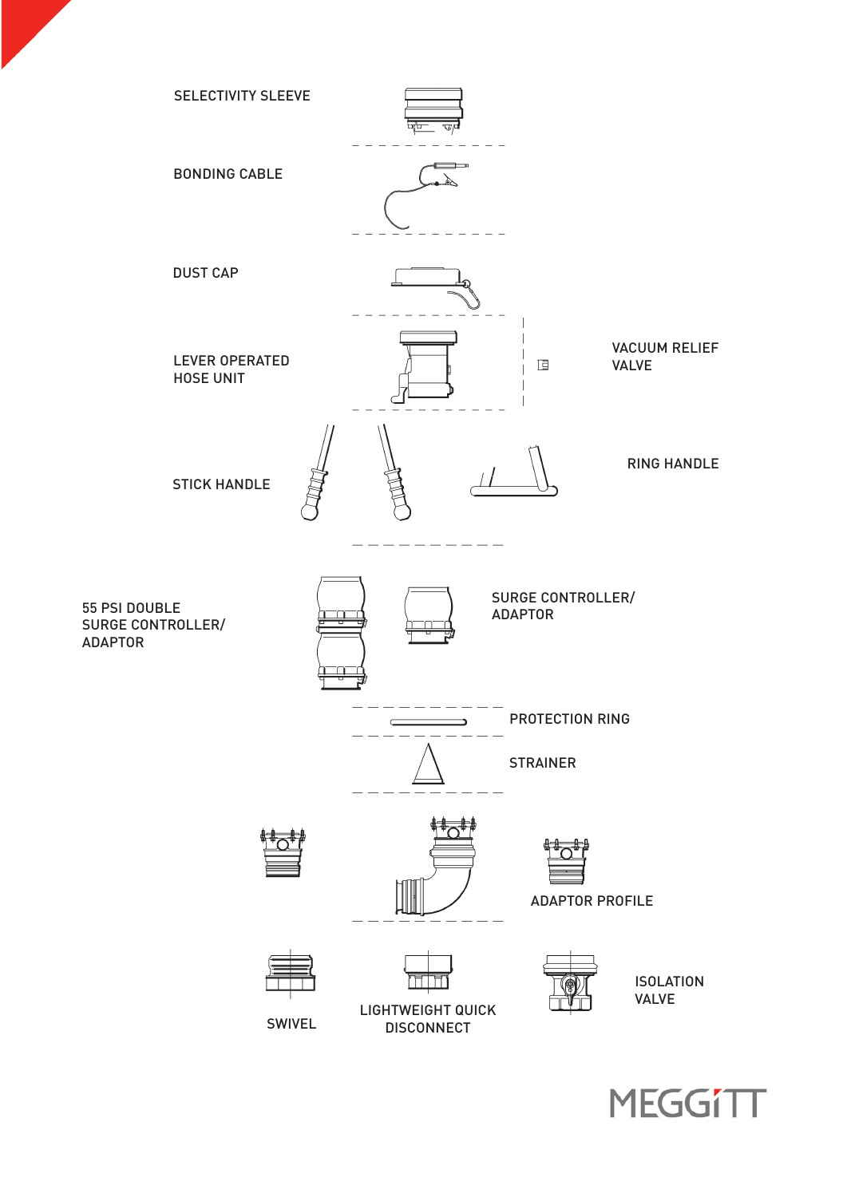SELECTIVITY SLEEVE

BONDING CABLE

DUST CAP

LEVER OPERATED HOSE UNIT

VACUUM RELIEF VALVE

STICK HANDLE

RING HANDLE

55 PSI DOUBLE SURGE CONTROLLER/ ADAPTOR

SURGE CONTROLLER/ ADAPTOR

PROTECTION RING

STRAINER

ADAPTOR PROFILE

SWIVEL

LIGHTWEIGHT QUICK DISCONNECT

ISOLATION VALVE

MEGGiTT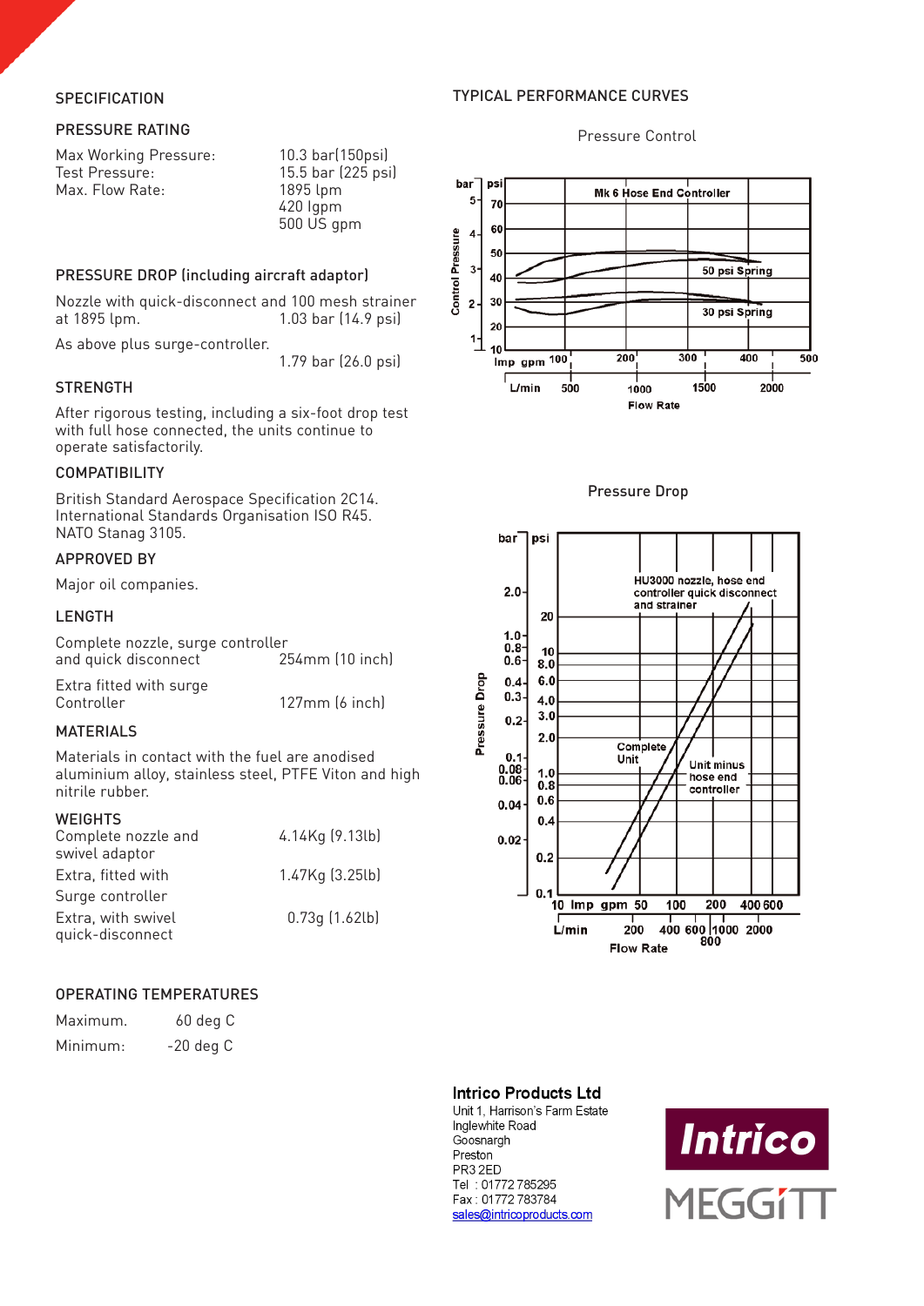## SPECIFICATION

### PRESSURE RATING

| | |
|---|---|
| Max Working Pressure: | 10.3 bar(150psi) |
| Test Pressure: | 15.5 bar (225 psi) |
| Max. Flow Rate: | 1895 lpm<br>420 Igpm<br>500 US gpm |

### PRESSURE DROP (including aircraft adaptor)

Nozzle with quick-disconnect and 100 mesh strainer at 1895 lpm. 1.03 bar (14.9 psi)

As above plus surge-controller. 1.79 bar (26.0 psi)

### STRENGTH

After rigorous testing, including a six-foot drop test with full hose connected, the units continue to operate satisfactorily.

### COMPATIBILITY

British Standard Aerospace Specification 2C14.
International Standards Organisation ISO R45.
NATO Stanag 3105.

### APPROVED BY

Major oil companies.

### LENGTH

| | |
|---|---|
| Complete nozzle, surge controller and quick disconnect | 254mm (10 inch) |
| Extra fitted with surge Controller | 127mm (6 inch) |

### MATERIALS

Materials in contact with the fuel are anodised aluminium alloy, stainless steel, PTFE Viton and high nitrile rubber.

### WEIGHTS

| | |
|---|---|
| Complete nozzle and swivel adaptor | 4.14Kg (9.13lb) |
| Extra, fitted with Surge controller | 1.47Kg (3.25lb) |
| Extra, with swivel quick-disconnect | 0.73g (1.62lb) |

### OPERATING TEMPERATURES

| | |
|---|---|
| Maximum. | 60 deg C |
| Minimum: | -20 deg C |

## TYPICAL PERFORMANCE CURVES

Pressure Control

Mk 6 Hose End Controller

Control Pressure

bar 1 2 3 4 5

psi 10 20 30 40 50 60 70

50 psi Spring

30 psi Spring

Imp gpm 100 200 300 400 500

L/min 500 1000 1500 2000

Flow Rate

Pressure Drop

Pressure Drop

bar 0.02 0.04 0.06 0.08 0.1 0.2 0.3 0.4 0.6 0.8 1.0 2.0

psi 0.1 0.2 0.4 0.6 0.8 1.0 2.0 3.0 4.0 6.0 8.0 10 20

HU3000 nozzle, hose end controller quick disconnect and strainer

Complete Unit

Unit minus hose end controller

10 Imp gpm 50 100 200 400 600

L/min 200 400 600 800 1000 2000

Flow Rate

**Intrico Products Ltd**
Unit 1, Harrison's Farm Estate
Inglewhite Road
Goosnargh
Preston
PR3 2ED
Tel : 01772 785295
Fax : 01772 783784
sales@intricoproducts.com

Intrico
MEGGITT